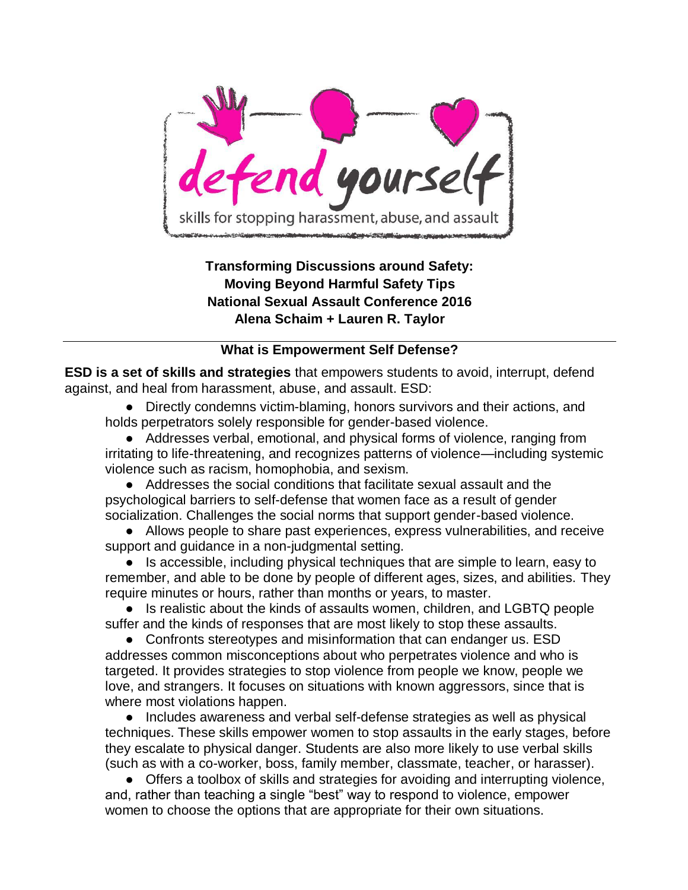defend yourself

skills for stopping harassment, abuse, and assault

**Transforming Discussions around Safety:**
**Moving Beyond Harmful Safety Tips**
**National Sexual Assault Conference 2016**
**Alena Schaim + Lauren R. Taylor**

---

## What is Empowerment Self Defense?

**ESD is a set of skills and strategies** that empowers students to avoid, interrupt, defend against, and heal from harassment, abuse, and assault. ESD:

- Directly condemns victim-blaming, honors survivors and their actions, and holds perpetrators solely responsible for gender-based violence.
- Addresses verbal, emotional, and physical forms of violence, ranging from irritating to life-threatening, and recognizes patterns of violence—including systemic violence such as racism, homophobia, and sexism.
- Addresses the social conditions that facilitate sexual assault and the psychological barriers to self-defense that women face as a result of gender socialization. Challenges the social norms that support gender-based violence.
- Allows people to share past experiences, express vulnerabilities, and receive support and guidance in a non-judgmental setting.
- Is accessible, including physical techniques that are simple to learn, easy to remember, and able to be done by people of different ages, sizes, and abilities. They require minutes or hours, rather than months or years, to master.
- Is realistic about the kinds of assaults women, children, and LGBTQ people suffer and the kinds of responses that are most likely to stop these assaults.
- Confronts stereotypes and misinformation that can endanger us. ESD addresses common misconceptions about who perpetrates violence and who is targeted. It provides strategies to stop violence from people we know, people we love, and strangers. It focuses on situations with known aggressors, since that is where most violations happen.
- Includes awareness and verbal self-defense strategies as well as physical techniques. These skills empower women to stop assaults in the early stages, before they escalate to physical danger. Students are also more likely to use verbal skills (such as with a co-worker, boss, family member, classmate, teacher, or harasser).
- Offers a toolbox of skills and strategies for avoiding and interrupting violence, and, rather than teaching a single "best" way to respond to violence, empower women to choose the options that are appropriate for their own situations.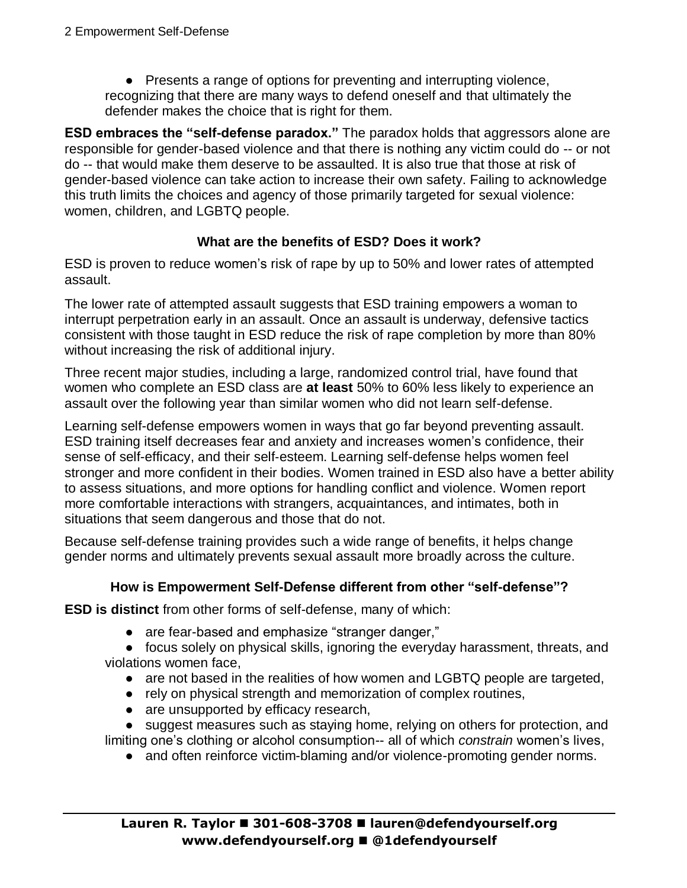- Presents a range of options for preventing and interrupting violence, recognizing that there are many ways to defend oneself and that ultimately the defender makes the choice that is right for them.

**ESD embraces the "self-defense paradox."** The paradox holds that aggressors alone are responsible for gender-based violence and that there is nothing any victim could do -- or not do -- that would make them deserve to be assaulted. It is also true that those at risk of gender-based violence can take action to increase their own safety. Failing to acknowledge this truth limits the choices and agency of those primarily targeted for sexual violence: women, children, and LGBTQ people.

### What are the benefits of ESD? Does it work?

ESD is proven to reduce women's risk of rape by up to 50% and lower rates of attempted assault.

The lower rate of attempted assault suggests that ESD training empowers a woman to interrupt perpetration early in an assault. Once an assault is underway, defensive tactics consistent with those taught in ESD reduce the risk of rape completion by more than 80% without increasing the risk of additional injury.

Three recent major studies, including a large, randomized control trial, have found that women who complete an ESD class are **at least** 50% to 60% less likely to experience an assault over the following year than similar women who did not learn self-defense.

Learning self-defense empowers women in ways that go far beyond preventing assault. ESD training itself decreases fear and anxiety and increases women's confidence, their sense of self-efficacy, and their self-esteem. Learning self-defense helps women feel stronger and more confident in their bodies. Women trained in ESD also have a better ability to assess situations, and more options for handling conflict and violence. Women report more comfortable interactions with strangers, acquaintances, and intimates, both in situations that seem dangerous and those that do not.

Because self-defense training provides such a wide range of benefits, it helps change gender norms and ultimately prevents sexual assault more broadly across the culture.

### How is Empowerment Self-Defense different from other "self-defense"?

**ESD is distinct** from other forms of self-defense, many of which:

- are fear-based and emphasize "stranger danger,"
- focus solely on physical skills, ignoring the everyday harassment, threats, and violations women face,
- are not based in the realities of how women and LGBTQ people are targeted,
- rely on physical strength and memorization of complex routines,
- are unsupported by efficacy research,
- suggest measures such as staying home, relying on others for protection, and limiting one's clothing or alcohol consumption-- all of which *constrain* women's lives,
- and often reinforce victim-blaming and/or violence-promoting gender norms.

**Lauren R. Taylor ■ 301-608-3708 ■ lauren@defendyourself.org**
**www.defendyourself.org ■ @1defendyourself**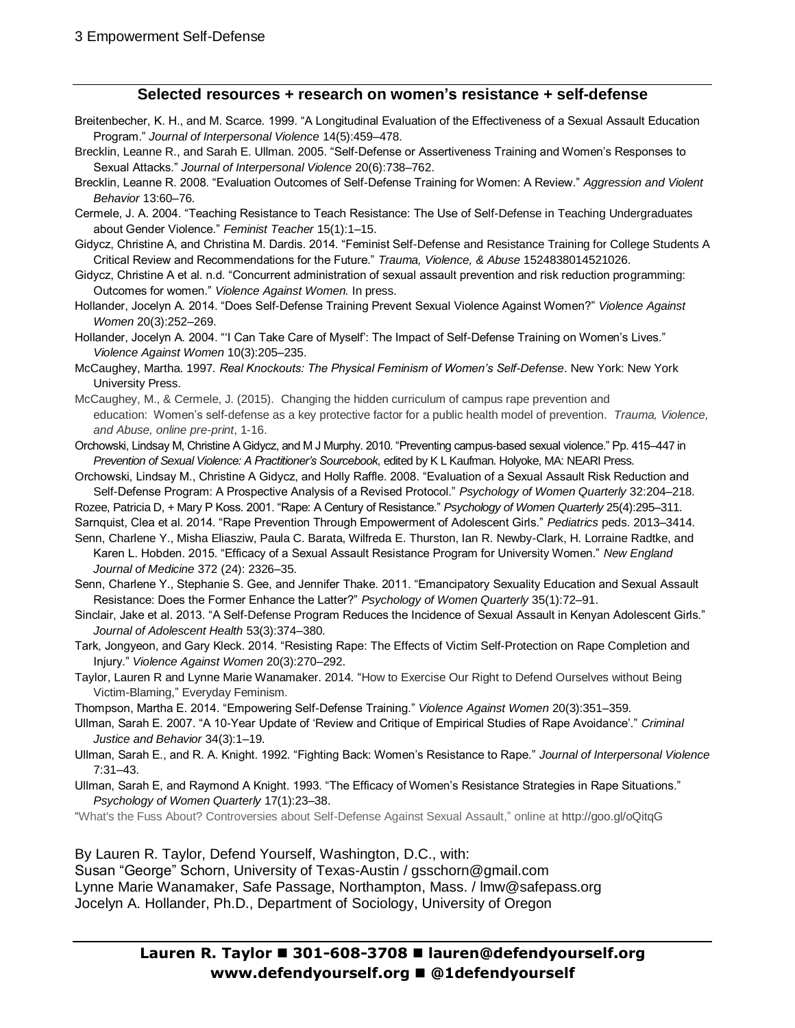## Selected resources + research on women's resistance + self-defense

Breitenbecher, K. H., and M. Scarce. 1999. "A Longitudinal Evaluation of the Effectiveness of a Sexual Assault Education Program." *Journal of Interpersonal Violence* 14(5):459–478.

Brecklin, Leanne R., and Sarah E. Ullman. 2005. "Self-Defense or Assertiveness Training and Women's Responses to Sexual Attacks." *Journal of Interpersonal Violence* 20(6):738–762.

Brecklin, Leanne R. 2008. "Evaluation Outcomes of Self-Defense Training for Women: A Review." *Aggression and Violent Behavior* 13:60–76.

Cermele, J. A. 2004. "Teaching Resistance to Teach Resistance: The Use of Self-Defense in Teaching Undergraduates about Gender Violence." *Feminist Teacher* 15(1):1–15.

Gidycz, Christine A, and Christina M. Dardis. 2014. "Feminist Self-Defense and Resistance Training for College Students A Critical Review and Recommendations for the Future." *Trauma, Violence, & Abuse* 1524838014521026.

Gidycz, Christine A et al. n.d. "Concurrent administration of sexual assault prevention and risk reduction programming: Outcomes for women." *Violence Against Women.* In press.

Hollander, Jocelyn A. 2014. "Does Self-Defense Training Prevent Sexual Violence Against Women?" *Violence Against Women* 20(3):252–269.

Hollander, Jocelyn A. 2004. "'I Can Take Care of Myself': The Impact of Self-Defense Training on Women's Lives." *Violence Against Women* 10(3):205–235.

McCaughey, Martha. 1997. *Real Knockouts: The Physical Feminism of Women's Self-Defense*. New York: New York University Press.

McCaughey, M., & Cermele, J. (2015). Changing the hidden curriculum of campus rape prevention and education: Women's self-defense as a key protective factor for a public health model of prevention. *Trauma, Violence, and Abuse, online pre-print*, 1-16.

Orchowski, Lindsay M, Christine A Gidycz, and M J Murphy. 2010. "Preventing campus-based sexual violence." Pp. 415–447 in *Prevention of Sexual Violence: A Practitioner's Sourcebook*, edited by K L Kaufman. Holyoke, MA: NEARI Press.

Orchowski, Lindsay M., Christine A Gidycz, and Holly Raffle. 2008. "Evaluation of a Sexual Assault Risk Reduction and Self-Defense Program: A Prospective Analysis of a Revised Protocol." *Psychology of Women Quarterly* 32:204–218.

Rozee, Patricia D, + Mary P Koss. 2001. "Rape: A Century of Resistance." *Psychology of Women Quarterly* 25(4):295–311.

Sarnquist, Clea et al. 2014. "Rape Prevention Through Empowerment of Adolescent Girls." *Pediatrics* peds. 2013–3414.

Senn, Charlene Y., Misha Eliasziw, Paula C. Barata, Wilfreda E. Thurston, Ian R. Newby-Clark, H. Lorraine Radtke, and Karen L. Hobden. 2015. "Efficacy of a Sexual Assault Resistance Program for University Women." *New England Journal of Medicine* 372 (24): 2326–35.

Senn, Charlene Y., Stephanie S. Gee, and Jennifer Thake. 2011. "Emancipatory Sexuality Education and Sexual Assault Resistance: Does the Former Enhance the Latter?" *Psychology of Women Quarterly* 35(1):72–91.

Sinclair, Jake et al. 2013. "A Self-Defense Program Reduces the Incidence of Sexual Assault in Kenyan Adolescent Girls." *Journal of Adolescent Health* 53(3):374–380.

Tark, Jongyeon, and Gary Kleck. 2014. "Resisting Rape: The Effects of Victim Self-Protection on Rape Completion and Injury." *Violence Against Women* 20(3):270–292.

Taylor, Lauren R and Lynne Marie Wanamaker. 2014. "How to Exercise Our Right to Defend Ourselves without Being Victim-Blaming," Everyday Feminism.

Thompson, Martha E. 2014. "Empowering Self-Defense Training." *Violence Against Women* 20(3):351–359.

Ullman, Sarah E. 2007. "A 10-Year Update of 'Review and Critique of Empirical Studies of Rape Avoidance'." *Criminal Justice and Behavior* 34(3):1–19.

Ullman, Sarah E., and R. A. Knight. 1992. "Fighting Back: Women's Resistance to Rape." *Journal of Interpersonal Violence* 7:31–43.

Ullman, Sarah E, and Raymond A Knight. 1993. "The Efficacy of Women's Resistance Strategies in Rape Situations." *Psychology of Women Quarterly* 17(1):23–38.

"What's the Fuss About? Controversies about Self-Defense Against Sexual Assault," online at http://goo.gl/oQitqG

By Lauren R. Taylor, Defend Yourself, Washington, D.C., with:
Susan "George" Schorn, University of Texas-Austin / gsschorn@gmail.com
Lynne Marie Wanamaker, Safe Passage, Northampton, Mass. / lmw@safepass.org
Jocelyn A. Hollander, Ph.D., Department of Sociology, University of Oregon

**Lauren R. Taylor ■ 301-608-3708 ■ lauren@defendyourself.org**
**www.defendyourself.org ■ @1defendyourself**